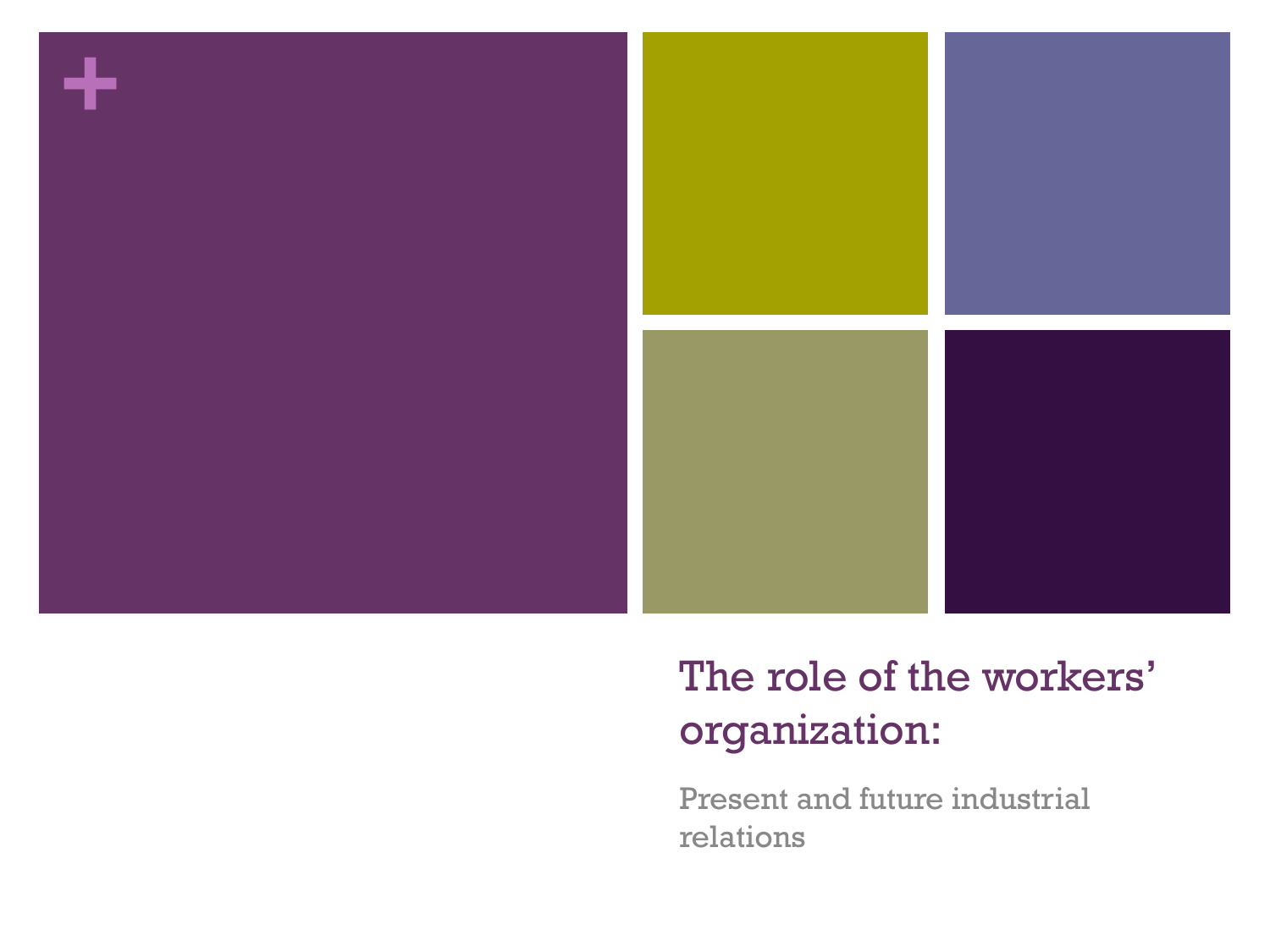# The role of the workers' organization:

Present and future industrial relations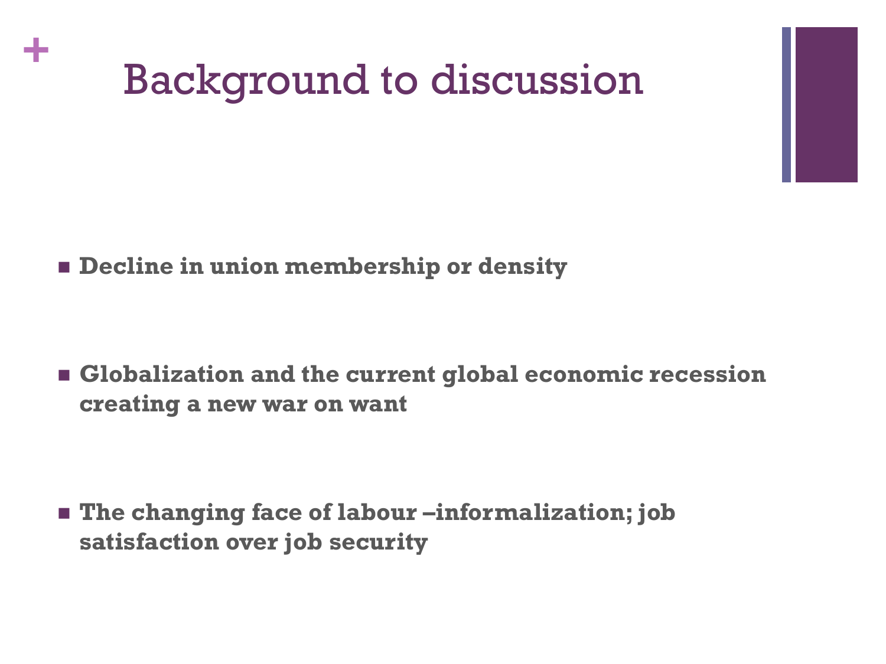# Background to discussion

- **Decline in union membership or density**

- **Globalization and the current global economic recession creating a new war on want**

- **The changing face of labour –informalization; job satisfaction over job security**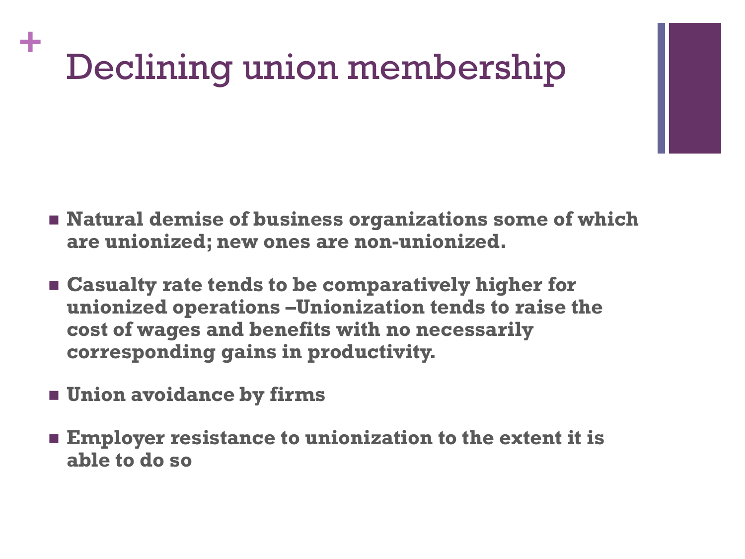# Declining union membership

- **Natural demise of business organizations some of which are unionized; new ones are non-unionized.**
- **Casualty rate tends to be comparatively higher for unionized operations –Unionization tends to raise the cost of wages and benefits with no necessarily corresponding gains in productivity.**
- **Union avoidance by firms**
- **Employer resistance to unionization to the extent it is able to do so**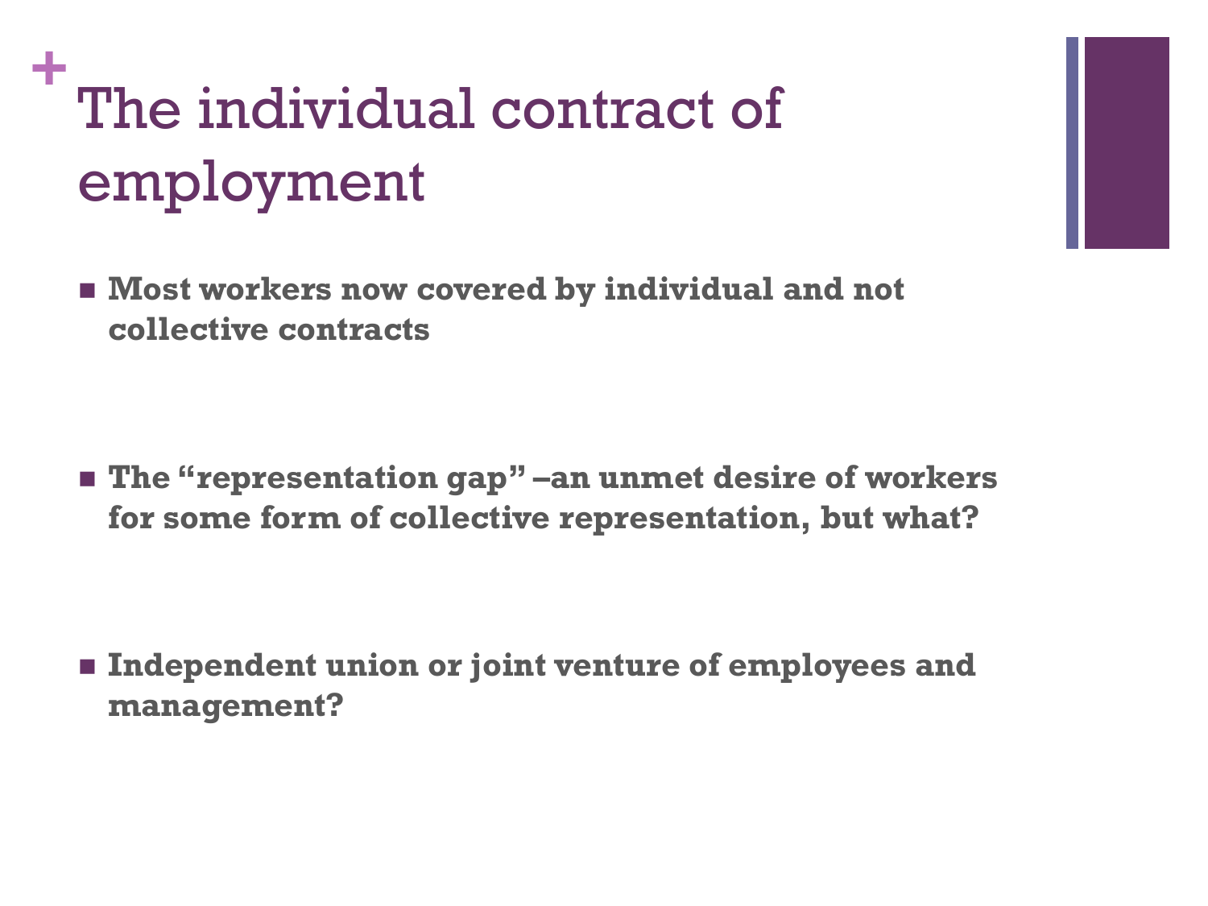# The individual contract of employment

- **Most workers now covered by individual and not collective contracts**

- **The "representation gap" –an unmet desire of workers for some form of collective representation, but what?**

- **Independent union or joint venture of employees and management?**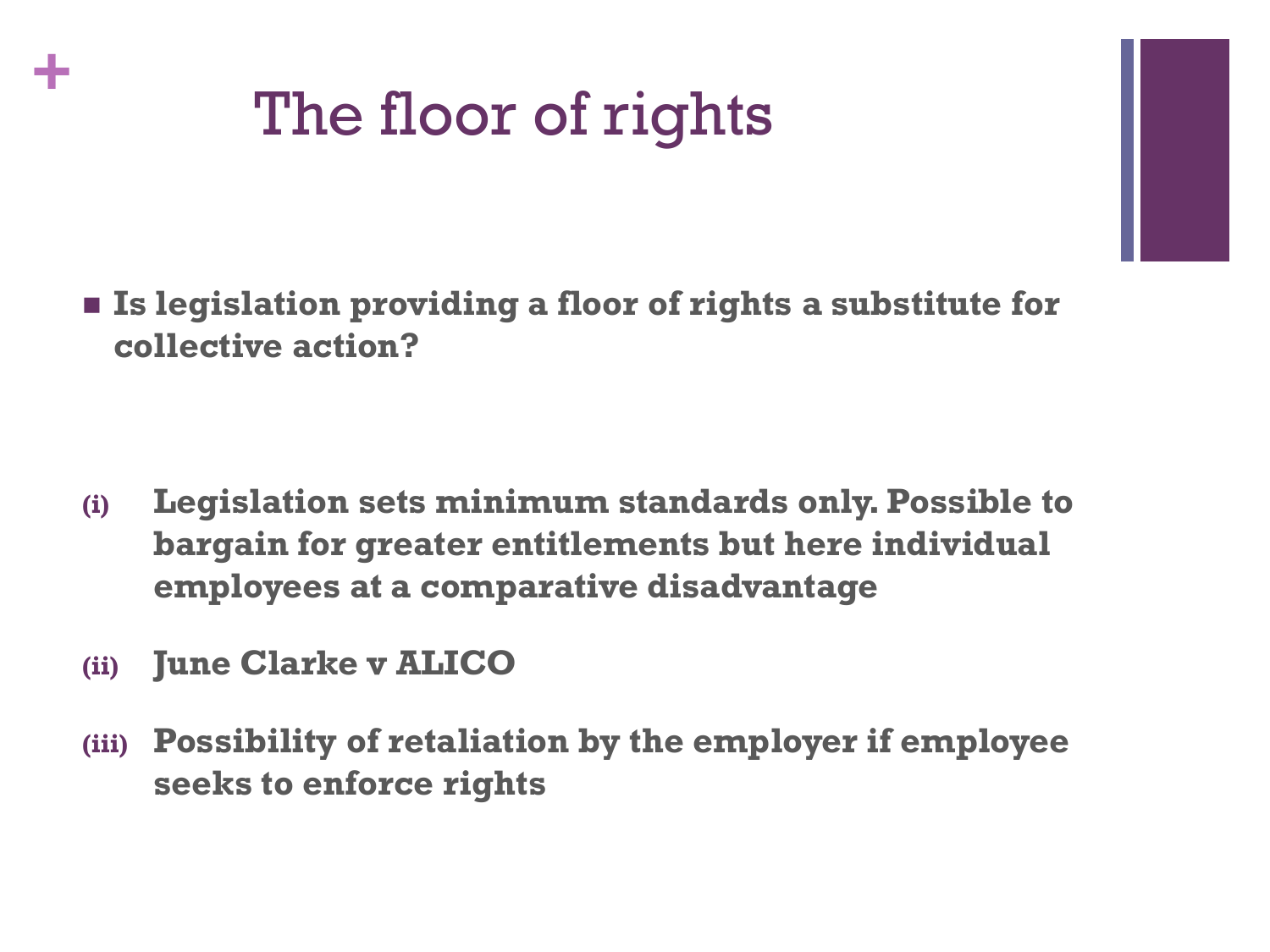# The floor of rights

- **Is legislation providing a floor of rights a substitute for collective action?**

**(i)** **Legislation sets minimum standards only. Possible to bargain for greater entitlements but here individual employees at a comparative disadvantage**

**(ii)** **June Clarke v ALICO**

**(iii)** **Possibility of retaliation by the employer if employee seeks to enforce rights**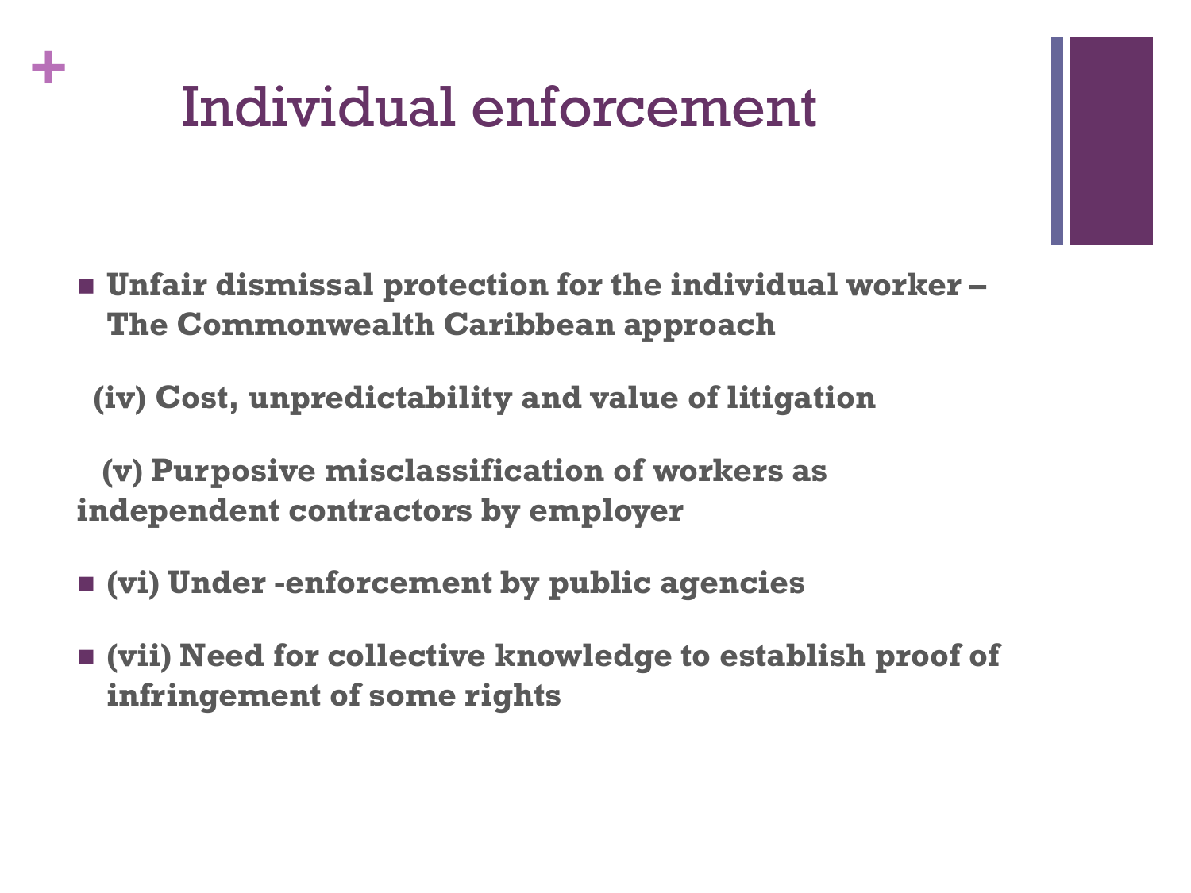# Individual enforcement

- **Unfair dismissal protection for the individual worker – The Commonwealth Caribbean approach**

**(iv) Cost, unpredictability and value of litigation**

**(v) Purposive misclassification of workers as independent contractors by employer**

- **(vi) Under -enforcement by public agencies**
- **(vii) Need for collective knowledge to establish proof of infringement of some rights**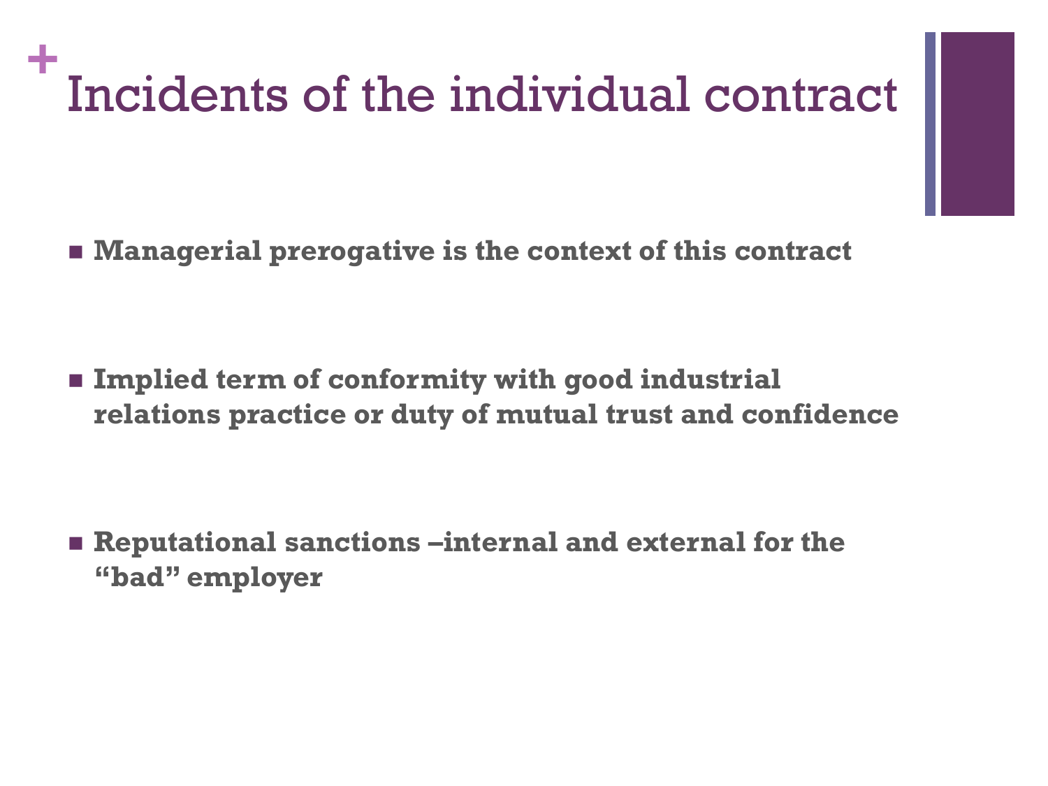# Incidents of the individual contract

- **Managerial prerogative is the context of this contract**

- **Implied term of conformity with good industrial relations practice or duty of mutual trust and confidence**

- **Reputational sanctions –internal and external for the "bad" employer**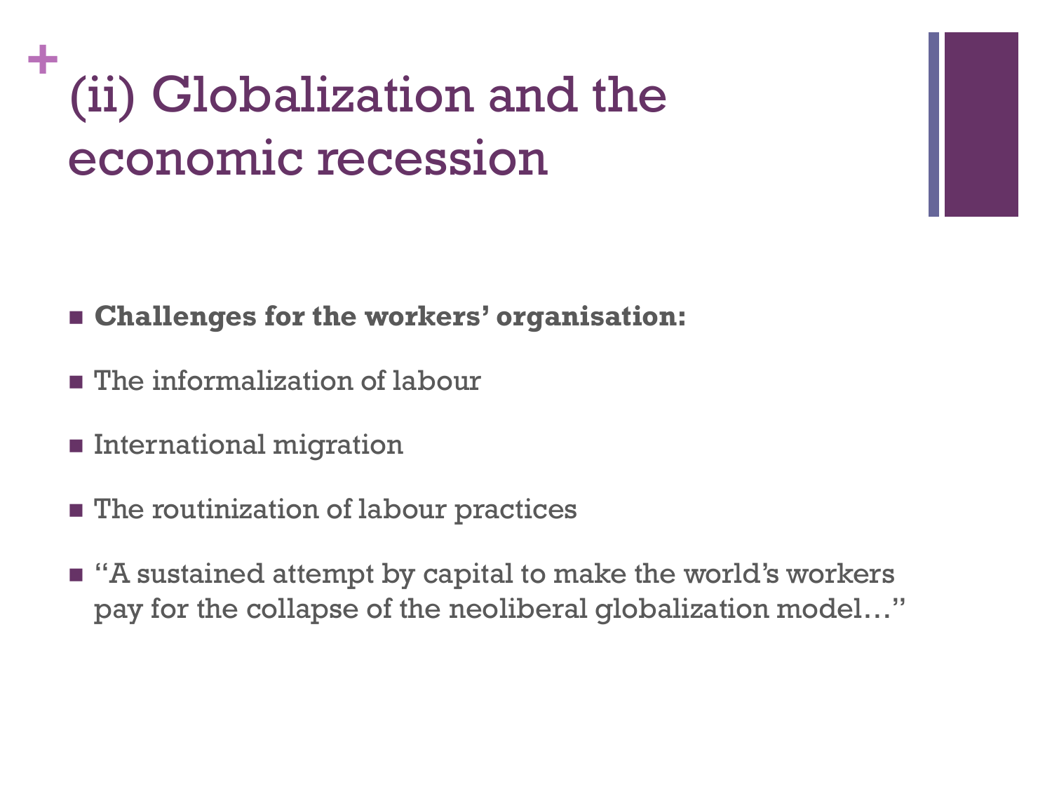# (ii) Globalization and the economic recession

- **Challenges for the workers' organisation:**
- The informalization of labour
- International migration
- The routinization of labour practices
- "A sustained attempt by capital to make the world's workers pay for the collapse of the neoliberal globalization model…"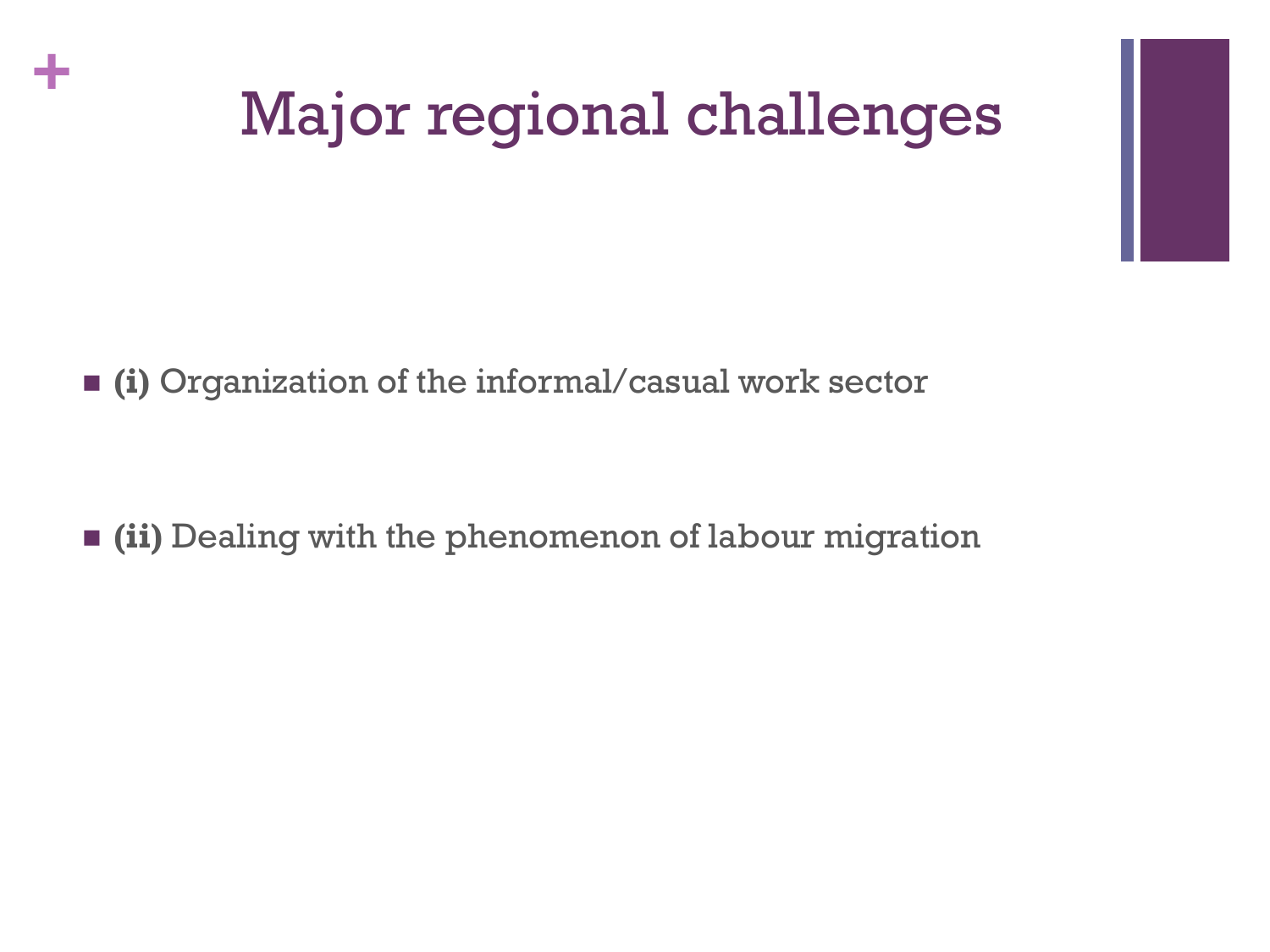# Major regional challenges

- **(i)** Organization of the informal/casual work sector

- **(ii)** Dealing with the phenomenon of labour migration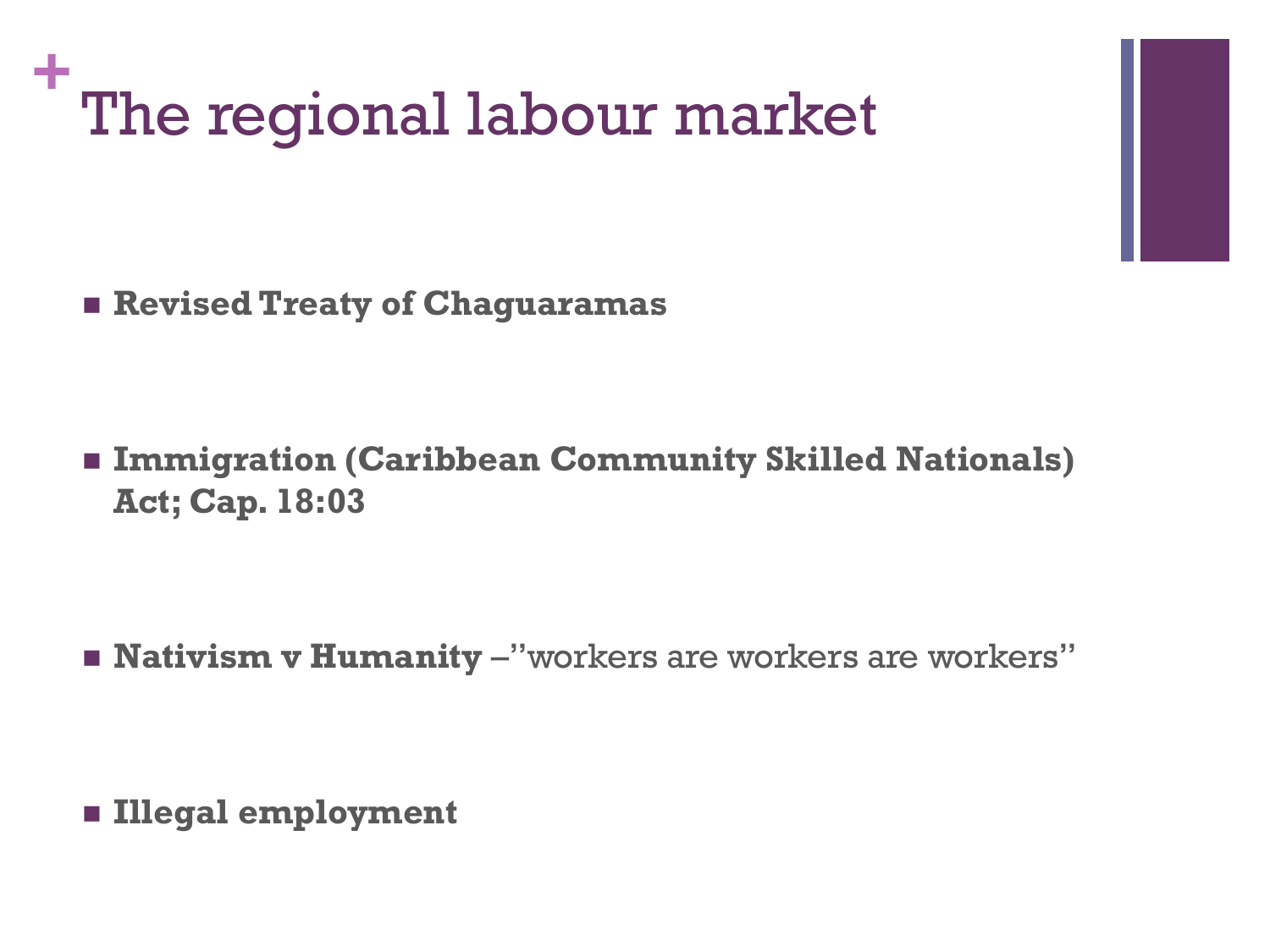# The regional labour market

- **Revised Treaty of Chaguaramas**

- **Immigration (Caribbean Community Skilled Nationals) Act; Cap. 18:03**

- **Nativism v Humanity** –"workers are workers are workers"

- **Illegal employment**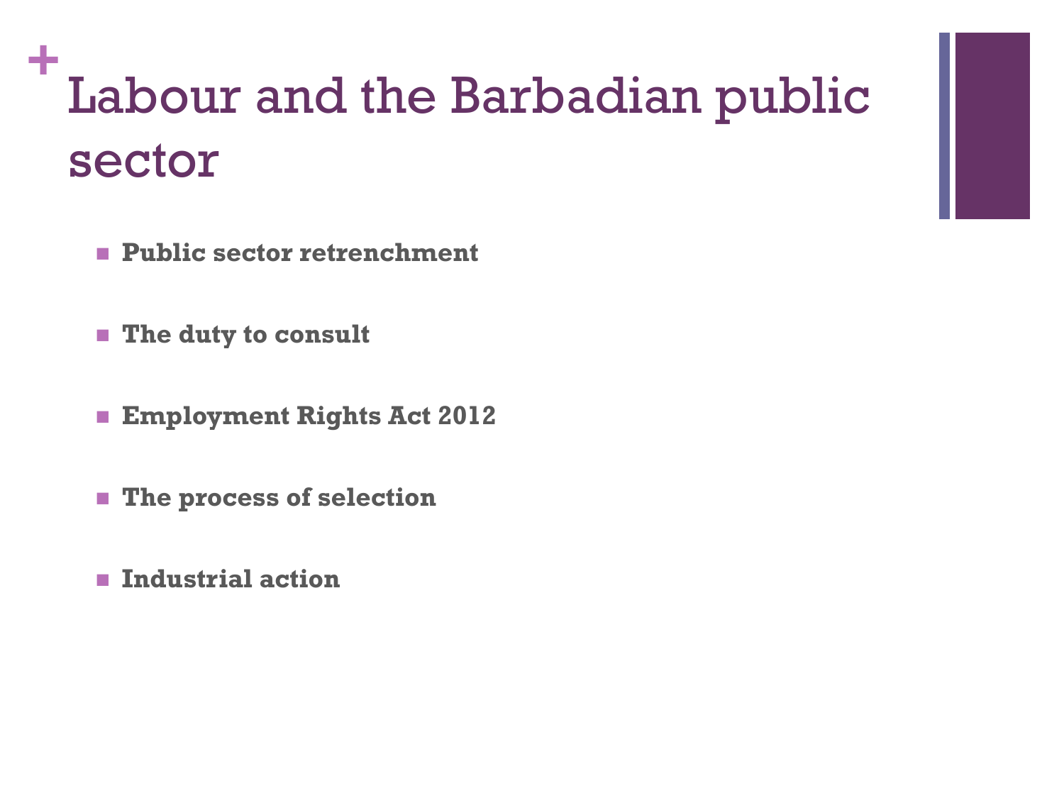# Labour and the Barbadian public sector

- **Public sector retrenchment**
- **The duty to consult**
- **Employment Rights Act 2012**
- **The process of selection**
- **Industrial action**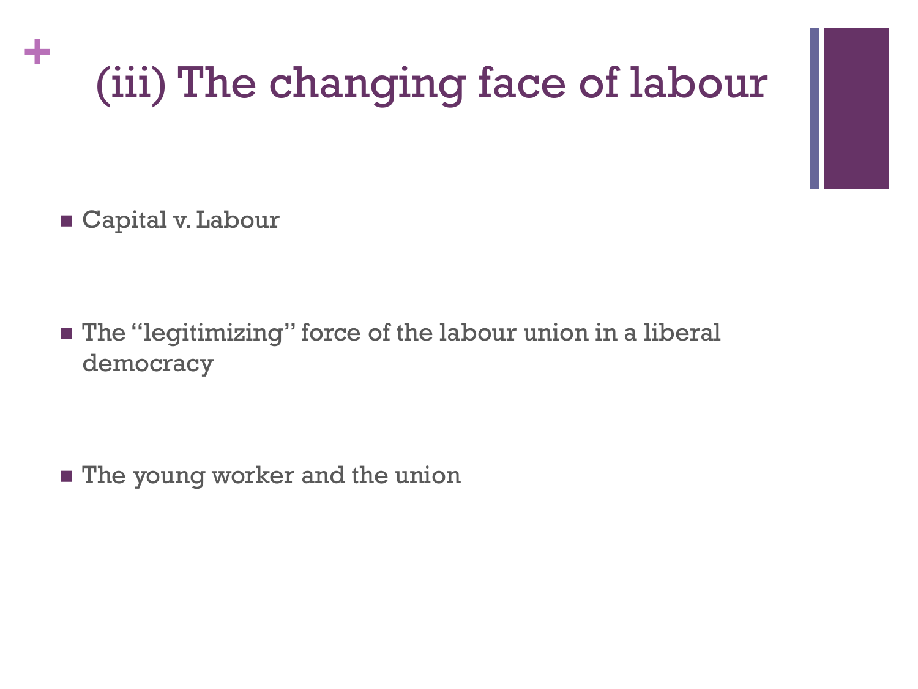# (iii) The changing face of labour

- Capital v. Labour
- The “legitimizing” force of the labour union in a liberal democracy
- The young worker and the union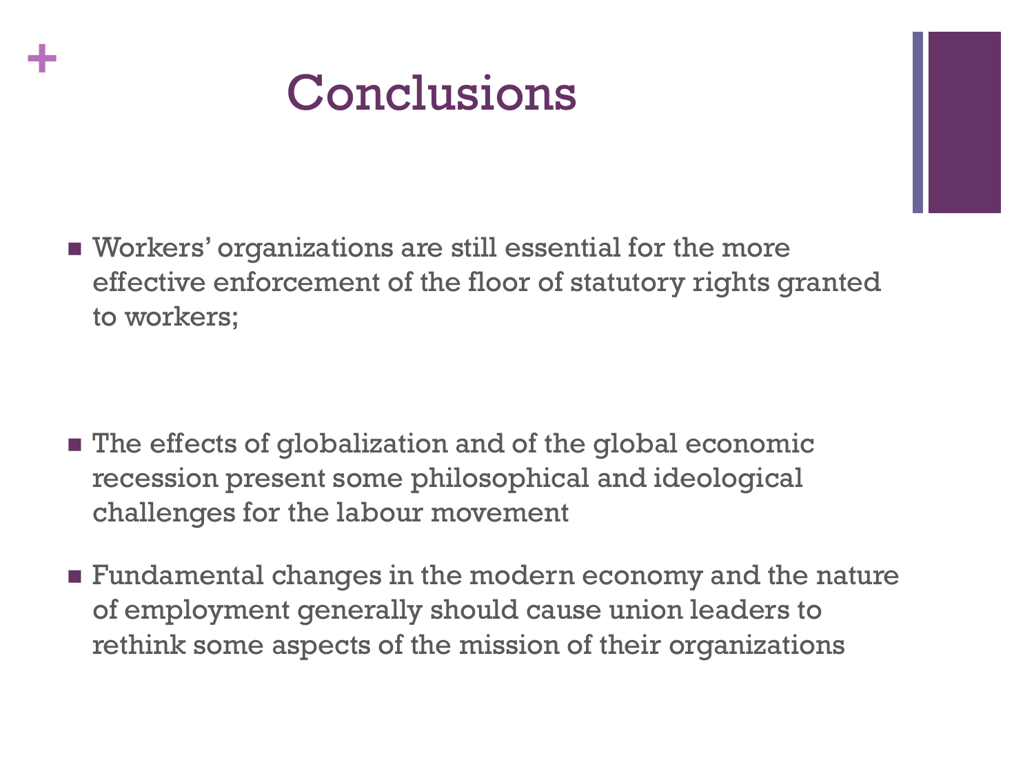# Conclusions

- Workers' organizations are still essential for the more effective enforcement of the floor of statutory rights granted to workers;

- The effects of globalization and of the global economic recession present some philosophical and ideological challenges for the labour movement

- Fundamental changes in the modern economy and the nature of employment generally should cause union leaders to rethink some aspects of the mission of their organizations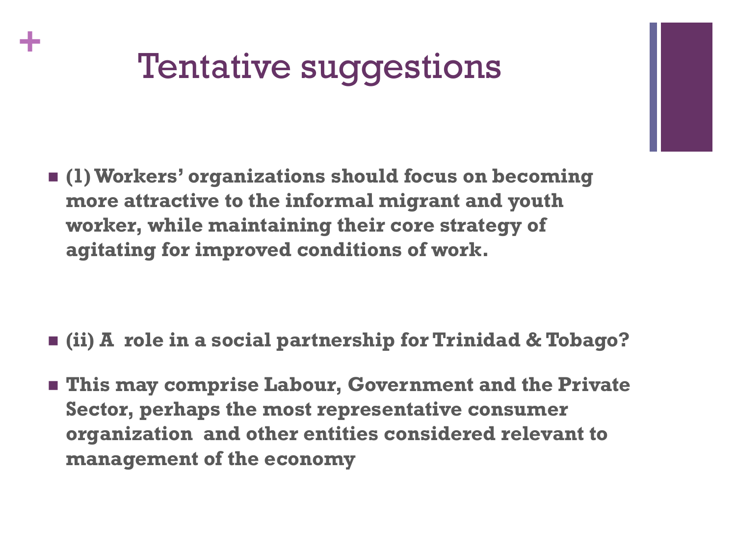# Tentative suggestions

- **(1) Workers' organizations should focus on becoming more attractive to the informal migrant and youth worker, while maintaining their core strategy of agitating for improved conditions of work.**

- **(ii) A role in a social partnership for Trinidad & Tobago?**

- **This may comprise Labour, Government and the Private Sector, perhaps the most representative consumer organization and other entities considered relevant to management of the economy**